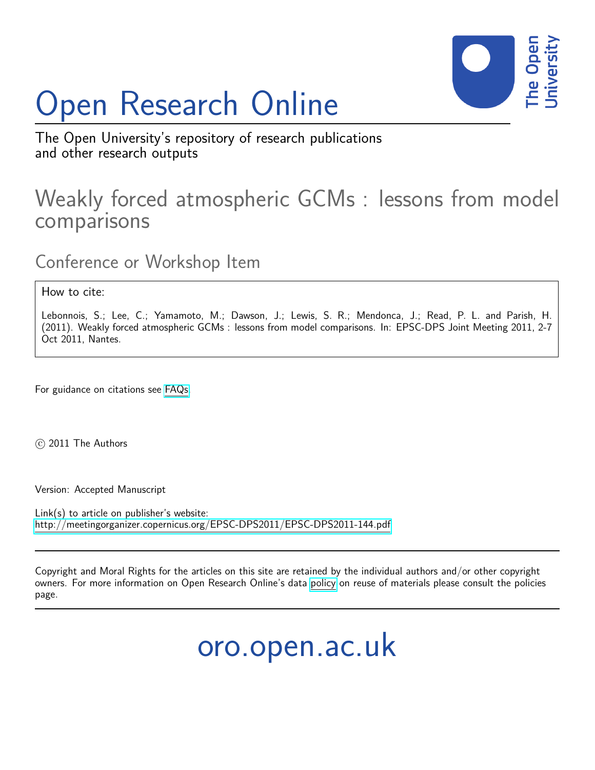# Open Research Online

The Open University's repository of research publications and other research outputs

## Weakly forced atmospheric GCMs : lessons from model comparisons

### Conference or Workshop Item

How to cite:

Lebonnois, S.; Lee, C.; Yamamoto, M.; Dawson, J.; Lewis, S. R.; Mendonca, J.; Read, P. L. and Parish, H. (2011). Weakly forced atmospheric GCMs : lessons from model comparisons. In: EPSC-DPS Joint Meeting 2011, 2-7 Oct 2011, Nantes.

For guidance on citations see FAQs.

© 2011 The Authors

Version: Accepted Manuscript

Link(s) to article on publisher's website:
http://meetingorganizer.copernicus.org/EPSC-DPS2011/EPSC-DPS2011-144.pdf

Copyright and Moral Rights for the articles on this site are retained by the individual authors and/or other copyright owners. For more information on Open Research Online's data policy on reuse of materials please consult the policies page.

oro.open.ac.uk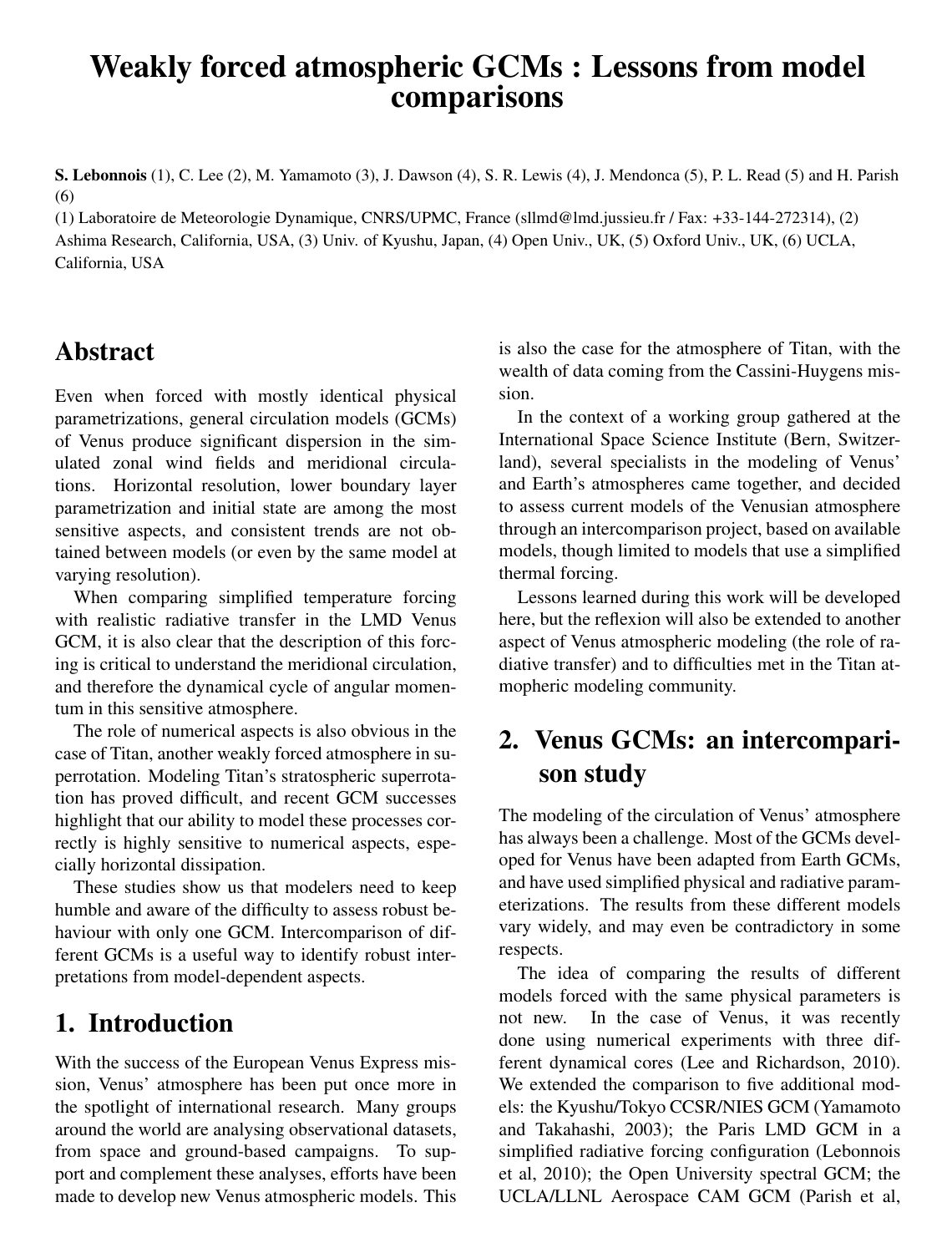# Weakly forced atmospheric GCMs : Lessons from model comparisons

**S. Lebonnois** (1), C. Lee (2), M. Yamamoto (3), J. Dawson (4), S. R. Lewis (4), J. Mendonca (5), P. L. Read (5) and H. Parish (6)

(1) Laboratoire de Meteorologie Dynamique, CNRS/UPMC, France (sllmd@lmd.jussieu.fr / Fax: +33-144-272314), (2) Ashima Research, California, USA, (3) Univ. of Kyushu, Japan, (4) Open Univ., UK, (5) Oxford Univ., UK, (6) UCLA, California, USA

## Abstract

Even when forced with mostly identical physical parametrizations, general circulation models (GCMs) of Venus produce significant dispersion in the simulated zonal wind fields and meridional circulations. Horizontal resolution, lower boundary layer parametrization and initial state are among the most sensitive aspects, and consistent trends are not obtained between models (or even by the same model at varying resolution).

When comparing simplified temperature forcing with realistic radiative transfer in the LMD Venus GCM, it is also clear that the description of this forcing is critical to understand the meridional circulation, and therefore the dynamical cycle of angular momentum in this sensitive atmosphere.

The role of numerical aspects is also obvious in the case of Titan, another weakly forced atmosphere in superrotation. Modeling Titan's stratospheric superrotation has proved difficult, and recent GCM successes highlight that our ability to model these processes correctly is highly sensitive to numerical aspects, especially horizontal dissipation.

These studies show us that modelers need to keep humble and aware of the difficulty to assess robust behaviour with only one GCM. Intercomparison of different GCMs is a useful way to identify robust interpretations from model-dependent aspects.

## 1. Introduction

With the success of the European Venus Express mission, Venus' atmosphere has been put once more in the spotlight of international research. Many groups around the world are analysing observational datasets, from space and ground-based campaigns. To support and complement these analyses, efforts have been made to develop new Venus atmospheric models. This is also the case for the atmosphere of Titan, with the wealth of data coming from the Cassini-Huygens mission.

In the context of a working group gathered at the International Space Science Institute (Bern, Switzerland), several specialists in the modeling of Venus' and Earth's atmospheres came together, and decided to assess current models of the Venusian atmosphere through an intercomparison project, based on available models, though limited to models that use a simplified thermal forcing.

Lessons learned during this work will be developed here, but the reflexion will also be extended to another aspect of Venus atmospheric modeling (the role of radiative transfer) and to difficulties met in the Titan atmopheric modeling community.

## 2. Venus GCMs: an intercomparison study

The modeling of the circulation of Venus' atmosphere has always been a challenge. Most of the GCMs developed for Venus have been adapted from Earth GCMs, and have used simplified physical and radiative parameterizations. The results from these different models vary widely, and may even be contradictory in some respects.

The idea of comparing the results of different models forced with the same physical parameters is not new. In the case of Venus, it was recently done using numerical experiments with three different dynamical cores (Lee and Richardson, 2010). We extended the comparison to five additional models: the Kyushu/Tokyo CCSR/NIES GCM (Yamamoto and Takahashi, 2003); the Paris LMD GCM in a simplified radiative forcing configuration (Lebonnois et al, 2010); the Open University spectral GCM; the UCLA/LLNL Aerospace CAM GCM (Parish et al,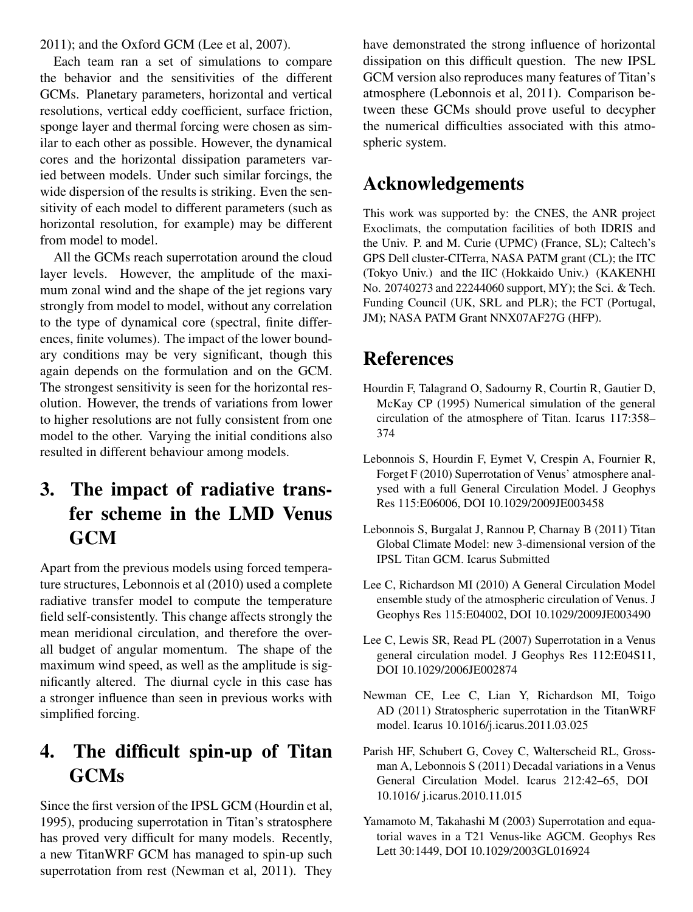2011); and the Oxford GCM (Lee et al, 2007).

Each team ran a set of simulations to compare the behavior and the sensitivities of the different GCMs. Planetary parameters, horizontal and vertical resolutions, vertical eddy coefficient, surface friction, sponge layer and thermal forcing were chosen as similar to each other as possible. However, the dynamical cores and the horizontal dissipation parameters varied between models. Under such similar forcings, the wide dispersion of the results is striking. Even the sensitivity of each model to different parameters (such as horizontal resolution, for example) may be different from model to model.

All the GCMs reach superrotation around the cloud layer levels. However, the amplitude of the maximum zonal wind and the shape of the jet regions vary strongly from model to model, without any correlation to the type of dynamical core (spectral, finite differences, finite volumes). The impact of the lower boundary conditions may be very significant, though this again depends on the formulation and on the GCM. The strongest sensitivity is seen for the horizontal resolution. However, the trends of variations from lower to higher resolutions are not fully consistent from one model to the other. Varying the initial conditions also resulted in different behaviour among models.

## 3. The impact of radiative transfer scheme in the LMD Venus GCM

Apart from the previous models using forced temperature structures, Lebonnois et al (2010) used a complete radiative transfer model to compute the temperature field self-consistently. This change affects strongly the mean meridional circulation, and therefore the overall budget of angular momentum. The shape of the maximum wind speed, as well as the amplitude is significantly altered. The diurnal cycle in this case has a stronger influence than seen in previous works with simplified forcing.

## 4. The difficult spin-up of Titan GCMs

Since the first version of the IPSL GCM (Hourdin et al, 1995), producing superrotation in Titan's stratosphere has proved very difficult for many models. Recently, a new TitanWRF GCM has managed to spin-up such superrotation from rest (Newman et al, 2011). They have demonstrated the strong influence of horizontal dissipation on this difficult question. The new IPSL GCM version also reproduces many features of Titan's atmosphere (Lebonnois et al, 2011). Comparison between these GCMs should prove useful to decypher the numerical difficulties associated with this atmospheric system.

## Acknowledgements

This work was supported by: the CNES, the ANR project Exoclimats, the computation facilities of both IDRIS and the Univ. P. and M. Curie (UPMC) (France, SL); Caltech's GPS Dell cluster-CITerra, NASA PATM grant (CL); the ITC (Tokyo Univ.) and the IIC (Hokkaido Univ.) (KAKENHI No. 20740273 and 22244060 support, MY); the Sci. & Tech. Funding Council (UK, SRL and PLR); the FCT (Portugal, JM); NASA PATM Grant NNX07AF27G (HFP).

## References

Hourdin F, Talagrand O, Sadourny R, Courtin R, Gautier D, McKay CP (1995) Numerical simulation of the general circulation of the atmosphere of Titan. Icarus 117:358–374

Lebonnois S, Hourdin F, Eymet V, Crespin A, Fournier R, Forget F (2010) Superrotation of Venus' atmosphere analysed with a full General Circulation Model. J Geophys Res 115:E06006, DOI 10.1029/2009JE003458

Lebonnois S, Burgalat J, Rannou P, Charnay B (2011) Titan Global Climate Model: new 3-dimensional version of the IPSL Titan GCM. Icarus Submitted

Lee C, Richardson MI (2010) A General Circulation Model ensemble study of the atmospheric circulation of Venus. J Geophys Res 115:E04002, DOI 10.1029/2009JE003490

Lee C, Lewis SR, Read PL (2007) Superrotation in a Venus general circulation model. J Geophys Res 112:E04S11, DOI 10.1029/2006JE002874

Newman CE, Lee C, Lian Y, Richardson MI, Toigo AD (2011) Stratospheric superrotation in the TitanWRF model. Icarus 10.1016/j.icarus.2011.03.025

Parish HF, Schubert G, Covey C, Walterscheid RL, Grossman A, Lebonnois S (2011) Decadal variations in a Venus General Circulation Model. Icarus 212:42–65, DOI 10.1016/ j.icarus.2010.11.015

Yamamoto M, Takahashi M (2003) Superrotation and equatorial waves in a T21 Venus-like AGCM. Geophys Res Lett 30:1449, DOI 10.1029/2003GL016924